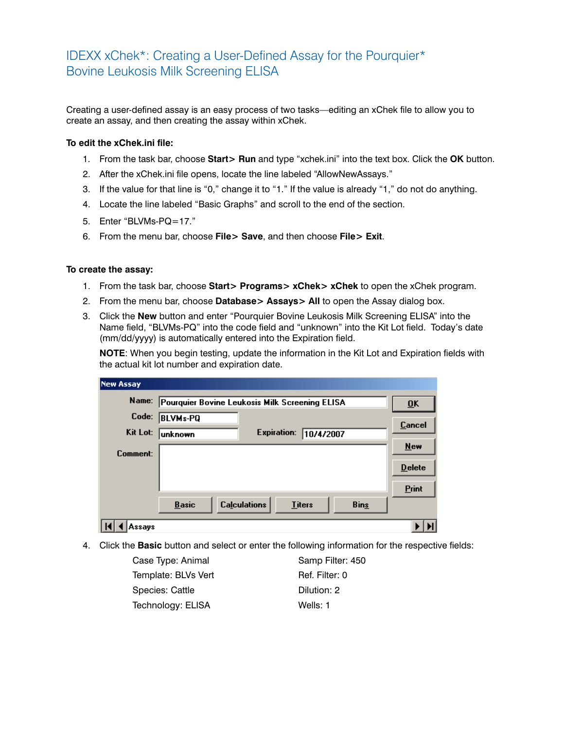# IDEXX xChek*: Creating a User-Defined Assay for the Pourquier* Bovine Leukosis Milk Screening ELISA

Creating a user-defined assay is an easy process of two tasks—editing an xChek file to allow you to create an assay, and then creating the assay within xChek.

**To edit the xChek.ini file:**

1. From the task bar, choose **Start> Run** and type "xchek.ini" into the text box. Click the **OK** button.
2. After the xChek.ini file opens, locate the line labeled "AllowNewAssays."
3. If the value for that line is "0," change it to "1." If the value is already "1," do not do anything.
4. Locate the line labeled "Basic Graphs" and scroll to the end of the section.
5. Enter "BLVMs-PQ=17."
6. From the menu bar, choose **File> Save**, and then choose **File> Exit**.

**To create the assay:**

1. From the task bar, choose **Start> Programs> xChek> xChek** to open the xChek program.
2. From the menu bar, choose **Database> Assays> All** to open the Assay dialog box.
3. Click the **New** button and enter "Pourquier Bovine Leukosis Milk Screening ELISA" into the Name field, "BLVMs-PQ" into the code field and "unknown" into the Kit Lot field. Today's date (mm/dd/yyyy) is automatically entered into the Expiration field.

   **NOTE**: When you begin testing, update the information in the Kit Lot and Expiration fields with the actual kit lot number and expiration date.

   New Assay

   Name: Pourquier Bovine Leukosis Milk Screening ELISA
   Code: BLVMs-PQ
   Kit Lot: unknown Expiration: 10/4/2007
   Comment:

   OK | Cancel | New | Delete | Print
   Basic | Calculations | Titers | Bins
   Assays

4. Click the **Basic** button and select or enter the following information for the respective fields:

   | | |
   |---|---|
   | Case Type: Animal | Samp Filter: 450 |
   | Template: BLVs Vert | Ref. Filter: 0 |
   | Species: Cattle | Dilution: 2 |
   | Technology: ELISA | Wells: 1 |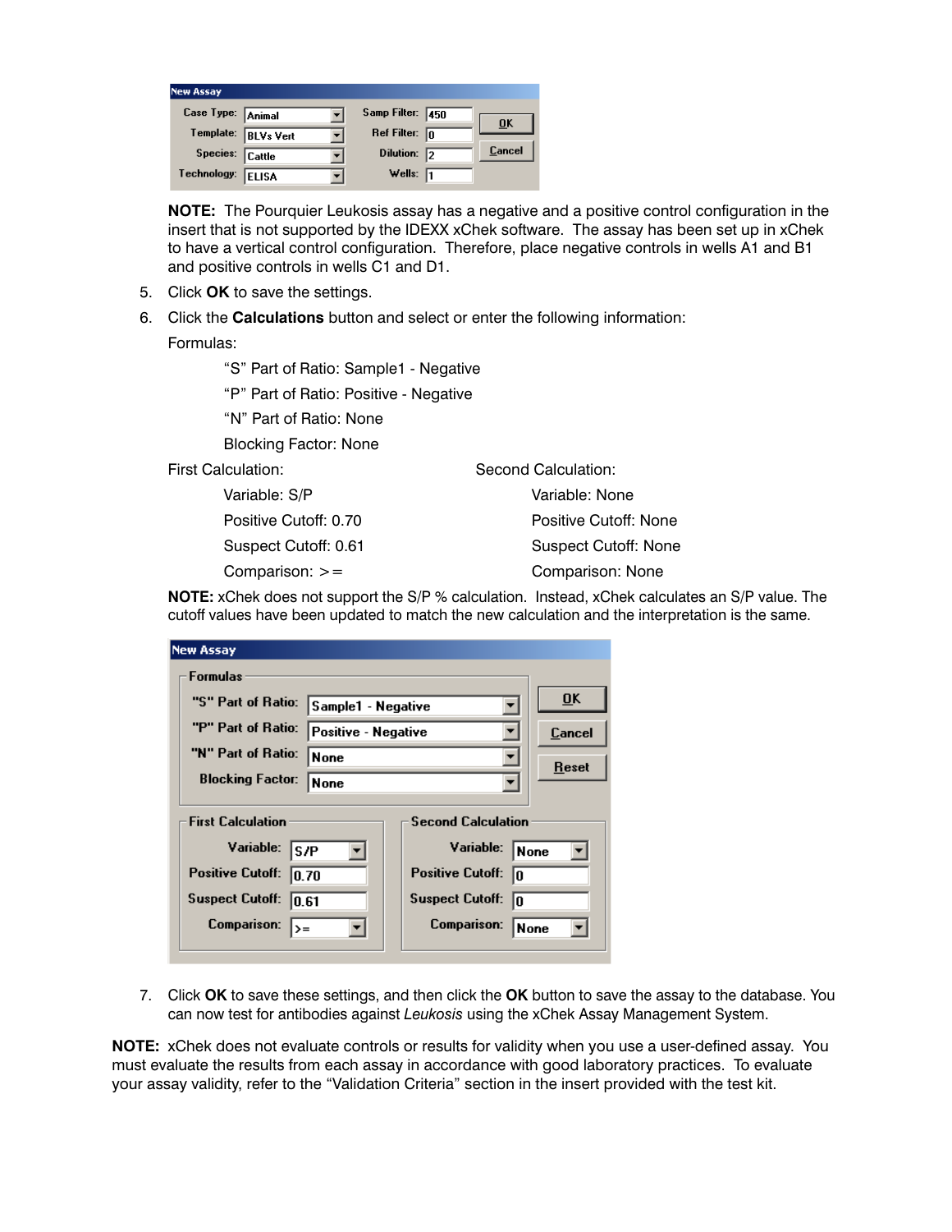| New Assay | | | |
|---|---|---|---|
| Case Type: | Animal | Samp Filter: | 450 |
| Template: | BLVs Vert | Ref Filter: | 0 |
| Species: | Cattle | Dilution: | 2 |
| Technology: | ELISA | Wells: | 1 |

OK | Cancel

**NOTE:** The Pourquier Leukosis assay has a negative and a positive control configuration in the insert that is not supported by the IDEXX xChek software. The assay has been set up in xChek to have a vertical control configuration. Therefore, place negative controls in wells A1 and B1 and positive controls in wells C1 and D1.

5. Click **OK** to save the settings.
6. Click the **Calculations** button and select or enter the following information:

   Formulas:

   - "S" Part of Ratio: Sample1 - Negative
   - "P" Part of Ratio: Positive - Negative
   - "N" Part of Ratio: None
   - Blocking Factor: None

   First Calculation:

   - Variable: S/P
   - Positive Cutoff: 0.70
   - Suspect Cutoff: 0.61
   - Comparison: >=

   Second Calculation:

   - Variable: None
   - Positive Cutoff: None
   - Suspect Cutoff: None
   - Comparison: None

   **NOTE:** xChek does not support the S/P % calculation. Instead, xChek calculates an S/P value. The cutoff values have been updated to match the new calculation and the interpretation is the same.

**New Assay**

Formulas

| | |
|---|---|
| "S" Part of Ratio: | Sample1 - Negative |
| "P" Part of Ratio: | Positive - Negative |
| "N" Part of Ratio: | None |
| Blocking Factor: | None |

OK | Cancel | Reset

| First Calculation | | Second Calculation | |
|---|---|---|---|
| Variable: | S/P | Variable: | None |
| Positive Cutoff: | 0.70 | Positive Cutoff: | 0 |
| Suspect Cutoff: | 0.61 | Suspect Cutoff: | 0 |
| Comparison: | >= | Comparison: | None |

7. Click **OK** to save these settings, and then click the **OK** button to save the assay to the database. You can now test for antibodies against *Leukosis* using the xChek Assay Management System.

**NOTE:** xChek does not evaluate controls or results for validity when you use a user-defined assay. You must evaluate the results from each assay in accordance with good laboratory practices. To evaluate your assay validity, refer to the "Validation Criteria" section in the insert provided with the test kit.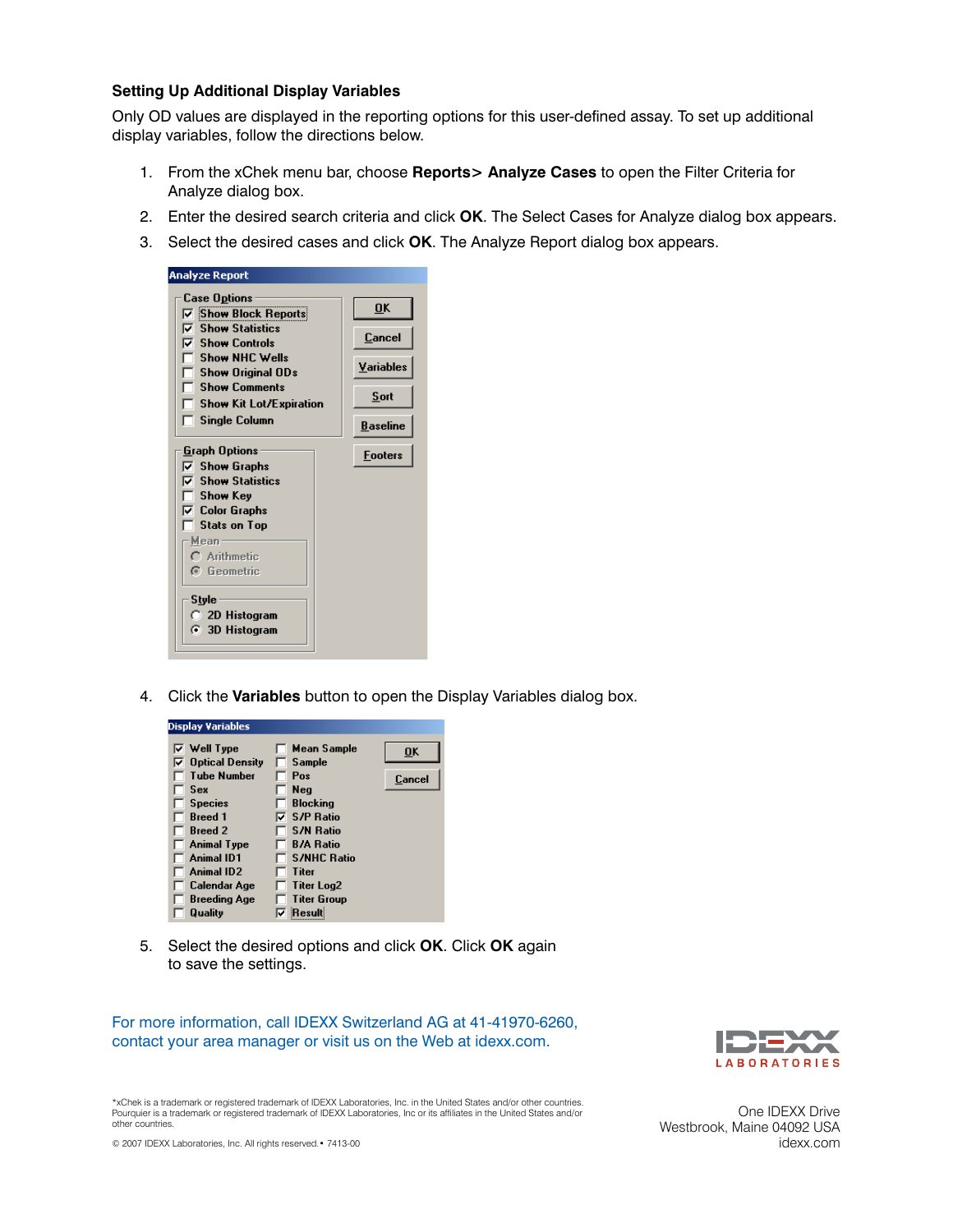### Setting Up Additional Display Variables

Only OD values are displayed in the reporting options for this user-defined assay. To set up additional display variables, follow the directions below.

1. From the xChek menu bar, choose **Reports> Analyze Cases** to open the Filter Criteria for Analyze dialog box.
2. Enter the desired search criteria and click **OK**. The Select Cases for Analyze dialog box appears.
3. Select the desired cases and click **OK**. The Analyze Report dialog box appears.

4. Click the **Variables** button to open the Display Variables dialog box.

5. Select the desired options and click **OK**. Click **OK** again to save the settings.

For more information, call IDEXX Switzerland AG at 41-41970-6260, contact your area manager or visit us on the Web at idexx.com.

*xChek is a trademark or registered trademark of IDEXX Laboratories, Inc. in the United States and/or other countries. Pourquier is a trademark or registered trademark of IDEXX Laboratories, Inc or its affiliates in the United States and/or other countries.

© 2007 IDEXX Laboratories, Inc. All rights reserved.• 7413-00

One IDEXX Drive
Westbrook, Maine 04092 USA
idexx.com